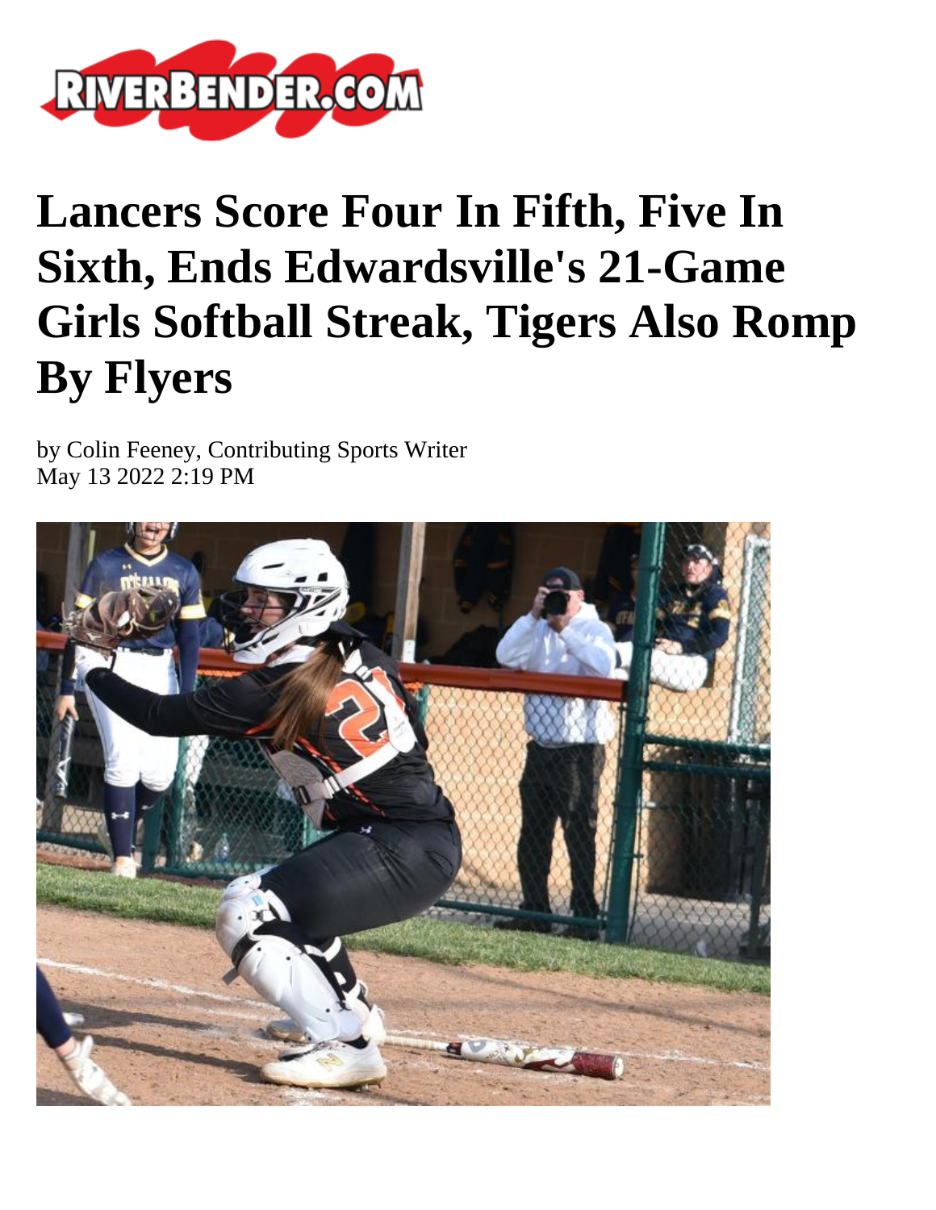# Lancers Score Four In Fifth, Five In Sixth, Ends Edwardsville's 21-Game Girls Softball Streak, Tigers Also Romp By Flyers

by Colin Feeney, Contributing Sports Writer
May 13 2022 2:19 PM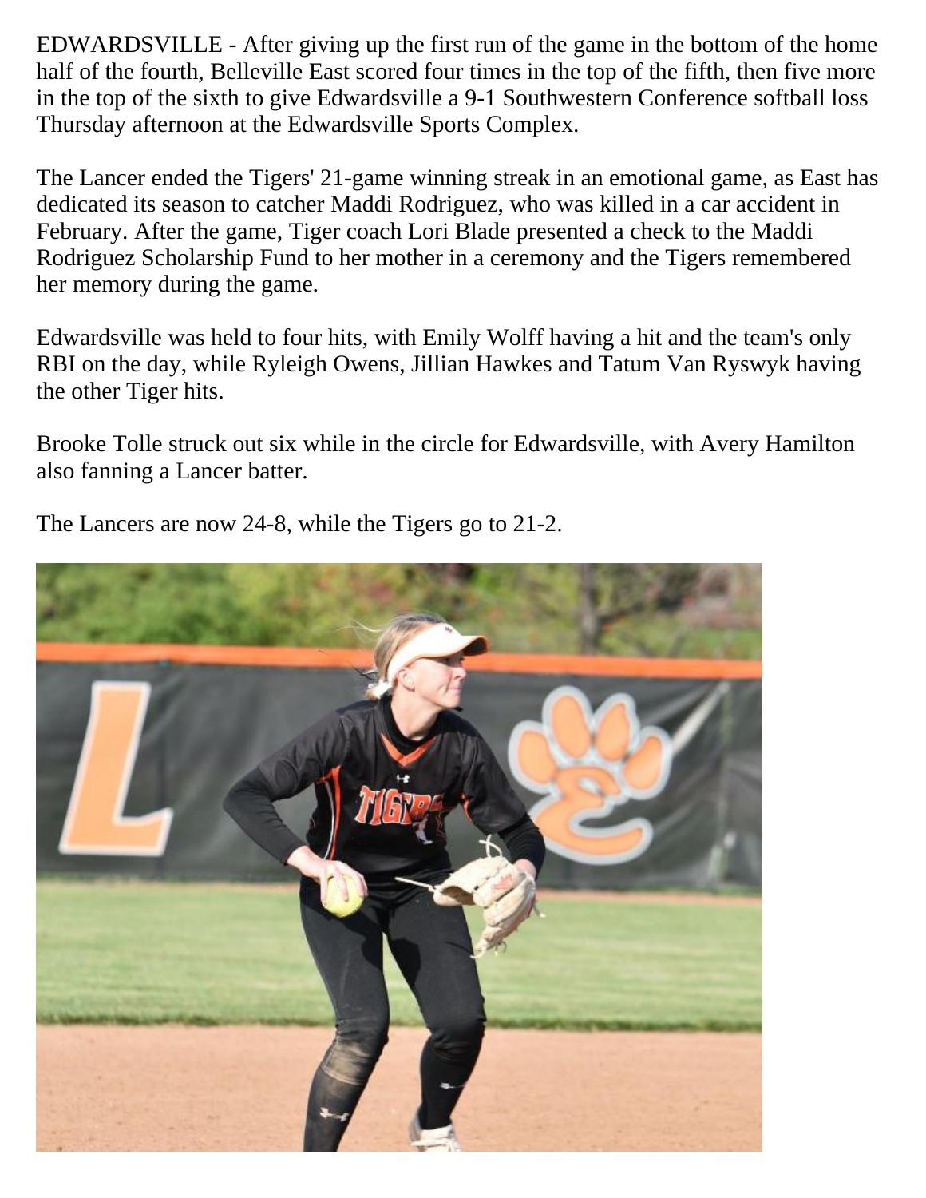EDWARDSVILLE - After giving up the first run of the game in the bottom of the home half of the fourth, Belleville East scored four times in the top of the fifth, then five more in the top of the sixth to give Edwardsville a 9-1 Southwestern Conference softball loss Thursday afternoon at the Edwardsville Sports Complex.

The Lancer ended the Tigers' 21-game winning streak in an emotional game, as East has dedicated its season to catcher Maddi Rodriguez, who was killed in a car accident in February. After the game, Tiger coach Lori Blade presented a check to the Maddi Rodriguez Scholarship Fund to her mother in a ceremony and the Tigers remembered her memory during the game.

Edwardsville was held to four hits, with Emily Wolff having a hit and the team's only RBI on the day, while Ryleigh Owens, Jillian Hawkes and Tatum Van Ryswyk having the other Tiger hits.

Brooke Tolle struck out six while in the circle for Edwardsville, with Avery Hamilton also fanning a Lancer batter.

The Lancers are now 24-8, while the Tigers go to 21-2.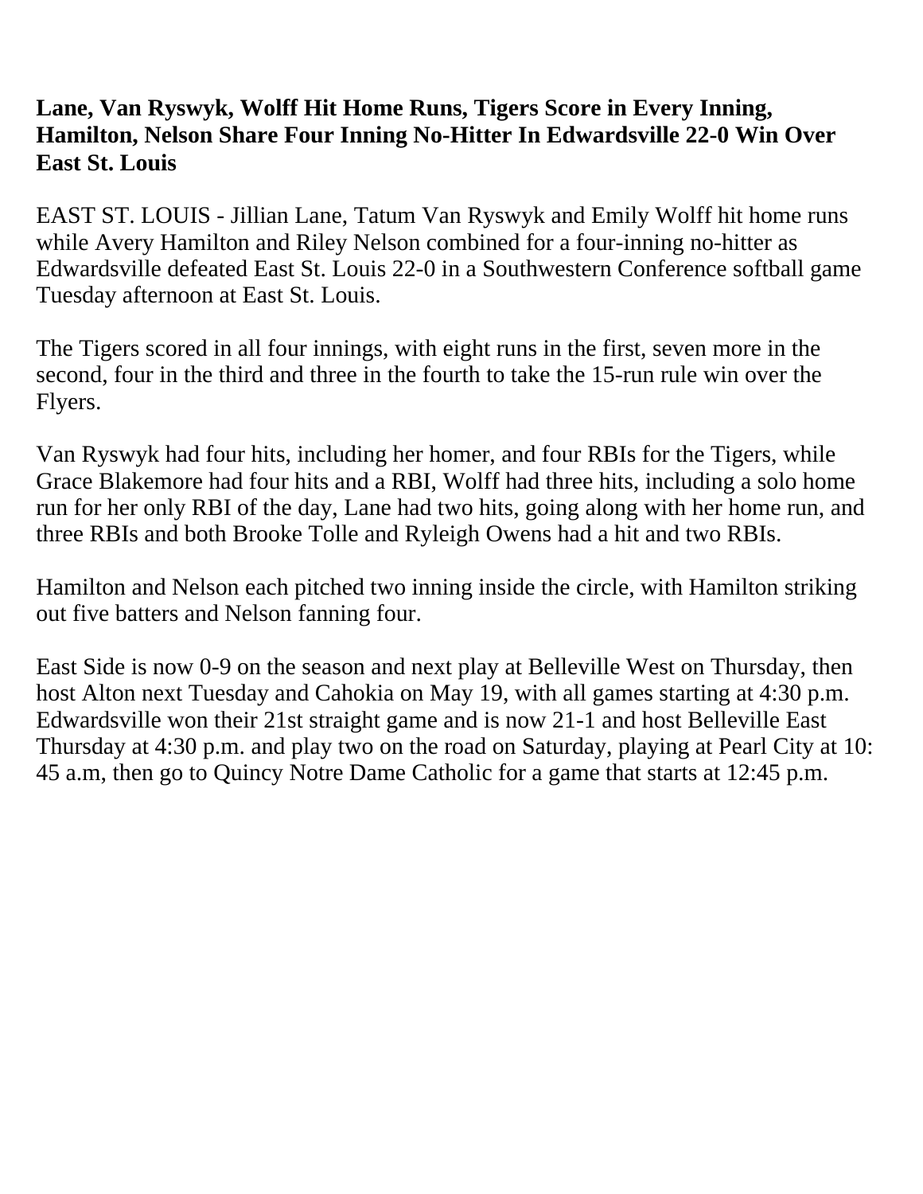**Lane, Van Ryswyk, Wolff Hit Home Runs, Tigers Score in Every Inning, Hamilton, Nelson Share Four Inning No-Hitter In Edwardsville 22-0 Win Over East St. Louis**

EAST ST. LOUIS - Jillian Lane, Tatum Van Ryswyk and Emily Wolff hit home runs while Avery Hamilton and Riley Nelson combined for a four-inning no-hitter as Edwardsville defeated East St. Louis 22-0 in a Southwestern Conference softball game Tuesday afternoon at East St. Louis.

The Tigers scored in all four innings, with eight runs in the first, seven more in the second, four in the third and three in the fourth to take the 15-run rule win over the Flyers.

Van Ryswyk had four hits, including her homer, and four RBIs for the Tigers, while Grace Blakemore had four hits and a RBI, Wolff had three hits, including a solo home run for her only RBI of the day, Lane had two hits, going along with her home run, and three RBIs and both Brooke Tolle and Ryleigh Owens had a hit and two RBIs.

Hamilton and Nelson each pitched two inning inside the circle, with Hamilton striking out five batters and Nelson fanning four.

East Side is now 0-9 on the season and next play at Belleville West on Thursday, then host Alton next Tuesday and Cahokia on May 19, with all games starting at 4:30 p.m. Edwardsville won their 21st straight game and is now 21-1 and host Belleville East Thursday at 4:30 p.m. and play two on the road on Saturday, playing at Pearl City at 10:45 a.m, then go to Quincy Notre Dame Catholic for a game that starts at 12:45 p.m.